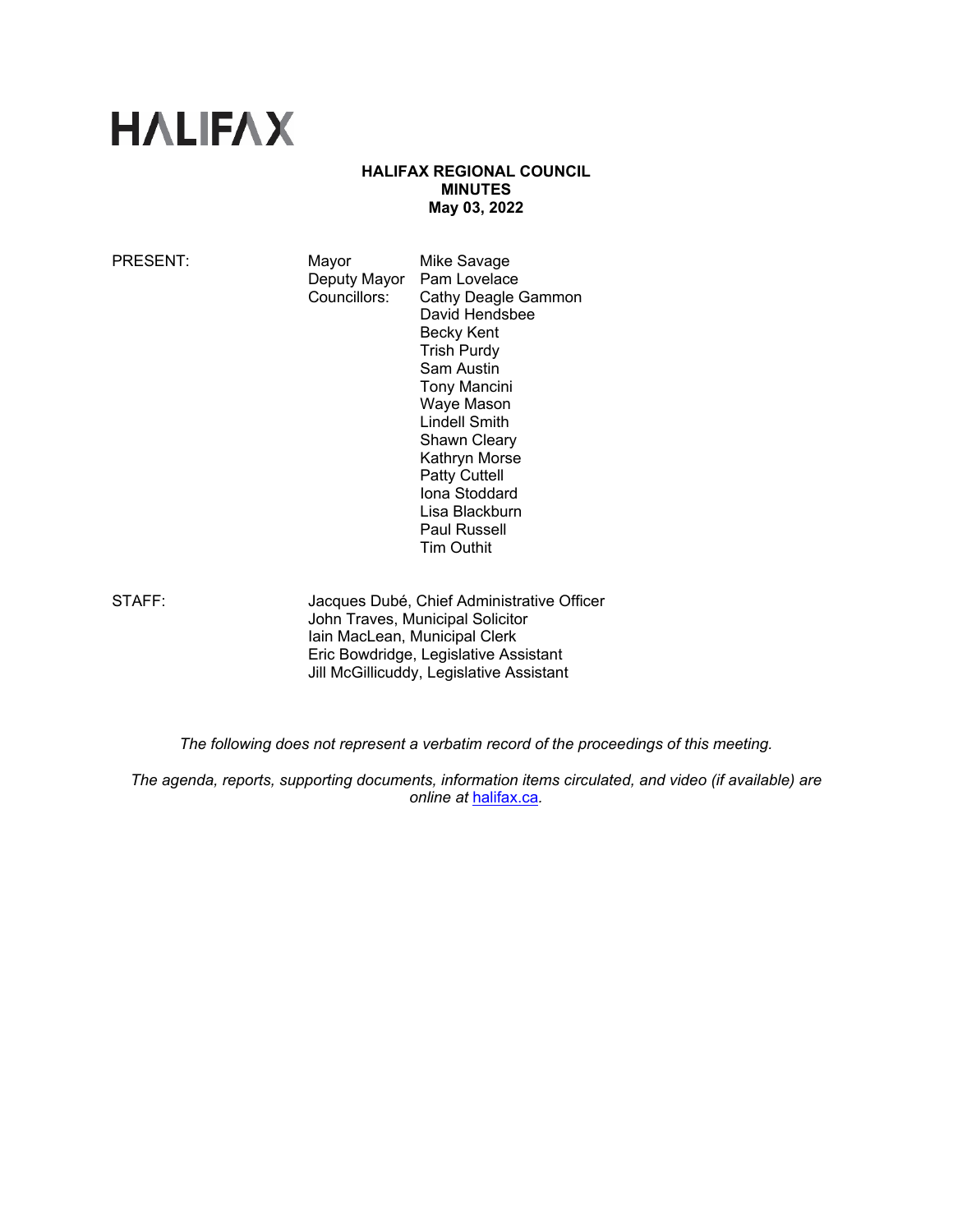# HALIFAX

**HALIFAX REGIONAL COUNCIL**
**MINUTES**
**May 03, 2022**

| | | |
|---|---|---|
| PRESENT: | Mayor | Mike Savage |
| | Deputy Mayor | Pam Lovelace |
| | Councillors: | Cathy Deagle Gammon |
| | | David Hendsbee |
| | | Becky Kent |
| | | Trish Purdy |
| | | Sam Austin |
| | | Tony Mancini |
| | | Waye Mason |
| | | Lindell Smith |
| | | Shawn Cleary |
| | | Kathryn Morse |
| | | Patty Cuttell |
| | | Iona Stoddard |
| | | Lisa Blackburn |
| | | Paul Russell |
| | | Tim Outhit |

| | |
|---|---|
| STAFF: | Jacques Dubé, Chief Administrative Officer |
| | John Traves, Municipal Solicitor |
| | Iain MacLean, Municipal Clerk |
| | Eric Bowdridge, Legislative Assistant |
| | Jill McGillicuddy, Legislative Assistant |

*The following does not represent a verbatim record of the proceedings of this meeting.*

*The agenda, reports, supporting documents, information items circulated, and video (if available) are online at* [halifax.ca](halifax.ca)*.*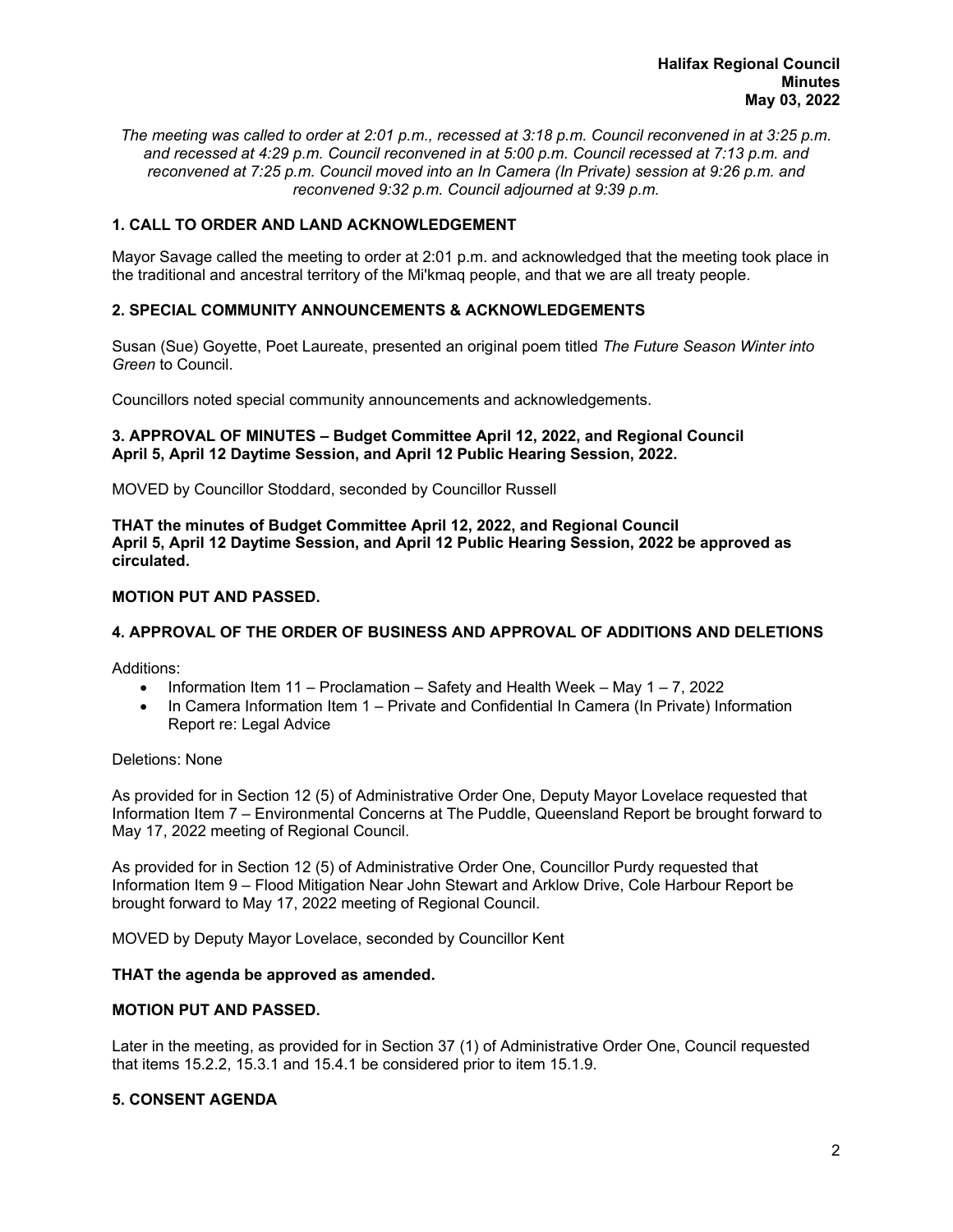*The meeting was called to order at 2:01 p.m., recessed at 3:18 p.m. Council reconvened in at 3:25 p.m. and recessed at 4:29 p.m. Council reconvened in at 5:00 p.m. Council recessed at 7:13 p.m. and reconvened at 7:25 p.m. Council moved into an In Camera (In Private) session at 9:26 p.m. and reconvened 9:32 p.m. Council adjourned at 9:39 p.m.*

## 1. CALL TO ORDER AND LAND ACKNOWLEDGEMENT

Mayor Savage called the meeting to order at 2:01 p.m. and acknowledged that the meeting took place in the traditional and ancestral territory of the Mi'kmaq people, and that we are all treaty people.

## 2. SPECIAL COMMUNITY ANNOUNCEMENTS & ACKNOWLEDGEMENTS

Susan (Sue) Goyette, Poet Laureate, presented an original poem titled *The Future Season Winter into Green* to Council.

Councillors noted special community announcements and acknowledgements.

## 3. APPROVAL OF MINUTES – Budget Committee April 12, 2022, and Regional Council April 5, April 12 Daytime Session, and April 12 Public Hearing Session, 2022.

MOVED by Councillor Stoddard, seconded by Councillor Russell

**THAT the minutes of Budget Committee April 12, 2022, and Regional Council April 5, April 12 Daytime Session, and April 12 Public Hearing Session, 2022 be approved as circulated.**

**MOTION PUT AND PASSED.**

## 4. APPROVAL OF THE ORDER OF BUSINESS AND APPROVAL OF ADDITIONS AND DELETIONS

Additions:

- Information Item 11 – Proclamation – Safety and Health Week – May 1 – 7, 2022
- In Camera Information Item 1 – Private and Confidential In Camera (In Private) Information Report re: Legal Advice

Deletions: None

As provided for in Section 12 (5) of Administrative Order One, Deputy Mayor Lovelace requested that Information Item 7 – Environmental Concerns at The Puddle, Queensland Report be brought forward to May 17, 2022 meeting of Regional Council.

As provided for in Section 12 (5) of Administrative Order One, Councillor Purdy requested that Information Item 9 – Flood Mitigation Near John Stewart and Arklow Drive, Cole Harbour Report be brought forward to May 17, 2022 meeting of Regional Council.

MOVED by Deputy Mayor Lovelace, seconded by Councillor Kent

**THAT the agenda be approved as amended.**

**MOTION PUT AND PASSED.**

Later in the meeting, as provided for in Section 37 (1) of Administrative Order One, Council requested that items 15.2.2, 15.3.1 and 15.4.1 be considered prior to item 15.1.9.

## 5. CONSENT AGENDA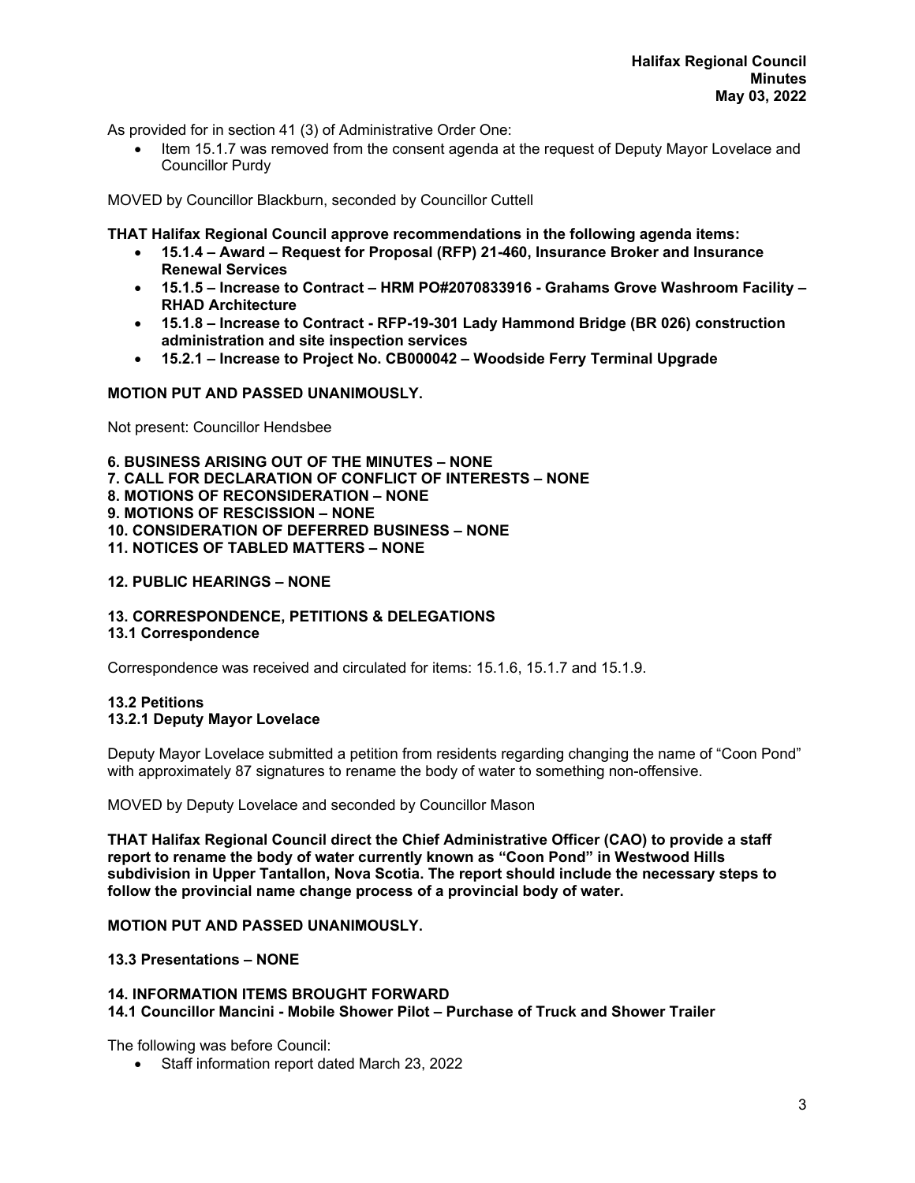As provided for in section 41 (3) of Administrative Order One:

- Item 15.1.7 was removed from the consent agenda at the request of Deputy Mayor Lovelace and Councillor Purdy

MOVED by Councillor Blackburn, seconded by Councillor Cuttell

**THAT Halifax Regional Council approve recommendations in the following agenda items:**

- **15.1.4 – Award – Request for Proposal (RFP) 21-460, Insurance Broker and Insurance Renewal Services**
- **15.1.5 – Increase to Contract – HRM PO#2070833916 - Grahams Grove Washroom Facility – RHAD Architecture**
- **15.1.8 – Increase to Contract - RFP-19-301 Lady Hammond Bridge (BR 026) construction administration and site inspection services**
- **15.2.1 – Increase to Project No. CB000042 – Woodside Ferry Terminal Upgrade**

**MOTION PUT AND PASSED UNANIMOUSLY.**

Not present: Councillor Hendsbee

**6. BUSINESS ARISING OUT OF THE MINUTES – NONE**
**7. CALL FOR DECLARATION OF CONFLICT OF INTERESTS – NONE**
**8. MOTIONS OF RECONSIDERATION – NONE**
**9. MOTIONS OF RESCISSION – NONE**
**10. CONSIDERATION OF DEFERRED BUSINESS – NONE**
**11. NOTICES OF TABLED MATTERS – NONE**

**12. PUBLIC HEARINGS – NONE**

**13. CORRESPONDENCE, PETITIONS & DELEGATIONS**
**13.1 Correspondence**

Correspondence was received and circulated for items: 15.1.6, 15.1.7 and 15.1.9.

**13.2 Petitions**
**13.2.1 Deputy Mayor Lovelace**

Deputy Mayor Lovelace submitted a petition from residents regarding changing the name of "Coon Pond" with approximately 87 signatures to rename the body of water to something non-offensive.

MOVED by Deputy Lovelace and seconded by Councillor Mason

**THAT Halifax Regional Council direct the Chief Administrative Officer (CAO) to provide a staff report to rename the body of water currently known as "Coon Pond" in Westwood Hills subdivision in Upper Tantallon, Nova Scotia. The report should include the necessary steps to follow the provincial name change process of a provincial body of water.**

**MOTION PUT AND PASSED UNANIMOUSLY.**

**13.3 Presentations – NONE**

**14. INFORMATION ITEMS BROUGHT FORWARD**
**14.1 Councillor Mancini - Mobile Shower Pilot – Purchase of Truck and Shower Trailer**

The following was before Council:

- Staff information report dated March 23, 2022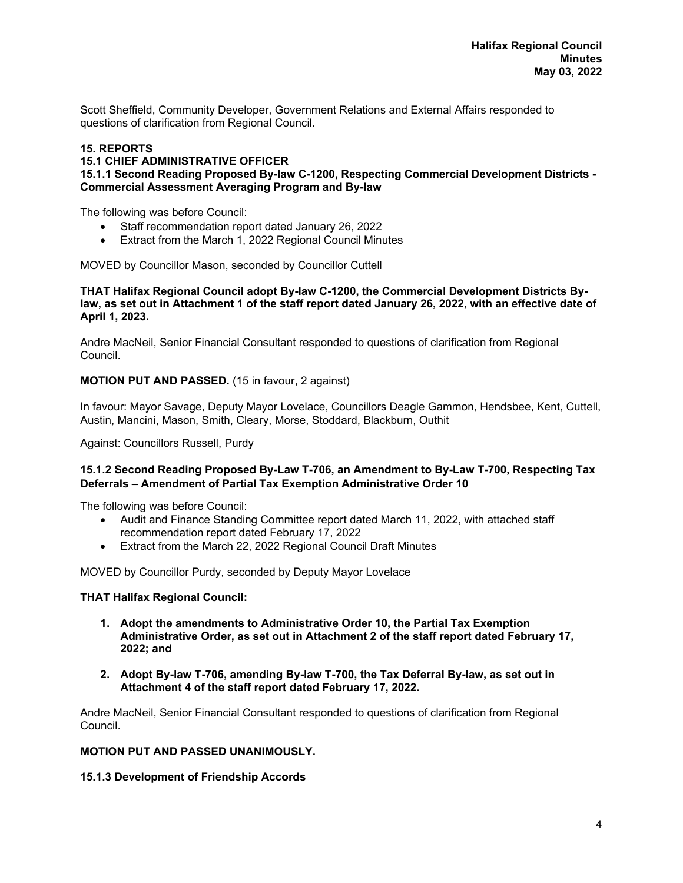Scott Sheffield, Community Developer, Government Relations and External Affairs responded to questions of clarification from Regional Council.

## 15. REPORTS

### 15.1 CHIEF ADMINISTRATIVE OFFICER

#### 15.1.1 Second Reading Proposed By-law C-1200, Respecting Commercial Development Districts - Commercial Assessment Averaging Program and By-law

The following was before Council:

- Staff recommendation report dated January 26, 2022
- Extract from the March 1, 2022 Regional Council Minutes

MOVED by Councillor Mason, seconded by Councillor Cuttell

**THAT Halifax Regional Council adopt By-law C-1200, the Commercial Development Districts By-law, as set out in Attachment 1 of the staff report dated January 26, 2022, with an effective date of April 1, 2023.**

Andre MacNeil, Senior Financial Consultant responded to questions of clarification from Regional Council.

**MOTION PUT AND PASSED.** (15 in favour, 2 against)

In favour: Mayor Savage, Deputy Mayor Lovelace, Councillors Deagle Gammon, Hendsbee, Kent, Cuttell, Austin, Mancini, Mason, Smith, Cleary, Morse, Stoddard, Blackburn, Outhit

Against: Councillors Russell, Purdy

#### 15.1.2 Second Reading Proposed By-Law T-706, an Amendment to By-Law T-700, Respecting Tax Deferrals – Amendment of Partial Tax Exemption Administrative Order 10

The following was before Council:

- Audit and Finance Standing Committee report dated March 11, 2022, with attached staff recommendation report dated February 17, 2022
- Extract from the March 22, 2022 Regional Council Draft Minutes

MOVED by Councillor Purdy, seconded by Deputy Mayor Lovelace

**THAT Halifax Regional Council:**

1. **Adopt the amendments to Administrative Order 10, the Partial Tax Exemption Administrative Order, as set out in Attachment 2 of the staff report dated February 17, 2022; and**
2. **Adopt By-law T-706, amending By-law T-700, the Tax Deferral By-law, as set out in Attachment 4 of the staff report dated February 17, 2022.**

Andre MacNeil, Senior Financial Consultant responded to questions of clarification from Regional Council.

**MOTION PUT AND PASSED UNANIMOUSLY.**

#### 15.1.3 Development of Friendship Accords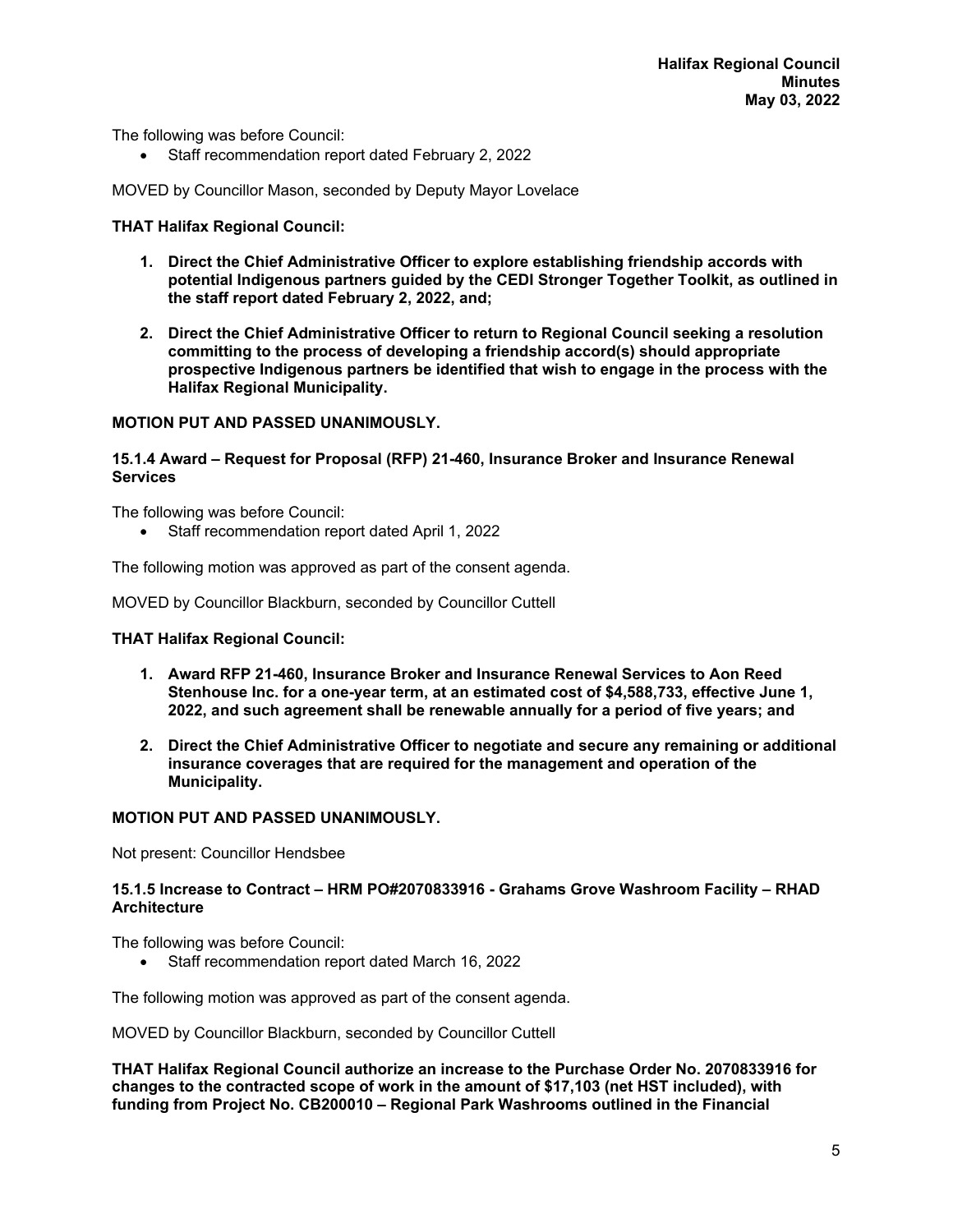The following was before Council:

- Staff recommendation report dated February 2, 2022

MOVED by Councillor Mason, seconded by Deputy Mayor Lovelace

**THAT Halifax Regional Council:**

1. **Direct the Chief Administrative Officer to explore establishing friendship accords with potential Indigenous partners guided by the CEDI Stronger Together Toolkit, as outlined in the staff report dated February 2, 2022, and;**

2. **Direct the Chief Administrative Officer to return to Regional Council seeking a resolution committing to the process of developing a friendship accord(s) should appropriate prospective Indigenous partners be identified that wish to engage in the process with the Halifax Regional Municipality.**

**MOTION PUT AND PASSED UNANIMOUSLY.**

**15.1.4 Award – Request for Proposal (RFP) 21-460, Insurance Broker and Insurance Renewal Services**

The following was before Council:

- Staff recommendation report dated April 1, 2022

The following motion was approved as part of the consent agenda.

MOVED by Councillor Blackburn, seconded by Councillor Cuttell

**THAT Halifax Regional Council:**

1. **Award RFP 21-460, Insurance Broker and Insurance Renewal Services to Aon Reed Stenhouse Inc. for a one-year term, at an estimated cost of $4,588,733, effective June 1, 2022, and such agreement shall be renewable annually for a period of five years; and**

2. **Direct the Chief Administrative Officer to negotiate and secure any remaining or additional insurance coverages that are required for the management and operation of the Municipality.**

**MOTION PUT AND PASSED UNANIMOUSLY.**

Not present: Councillor Hendsbee

**15.1.5 Increase to Contract – HRM PO#2070833916 - Grahams Grove Washroom Facility – RHAD Architecture**

The following was before Council:

- Staff recommendation report dated March 16, 2022

The following motion was approved as part of the consent agenda.

MOVED by Councillor Blackburn, seconded by Councillor Cuttell

**THAT Halifax Regional Council authorize an increase to the Purchase Order No. 2070833916 for changes to the contracted scope of work in the amount of $17,103 (net HST included), with funding from Project No. CB200010 – Regional Park Washrooms outlined in the Financial**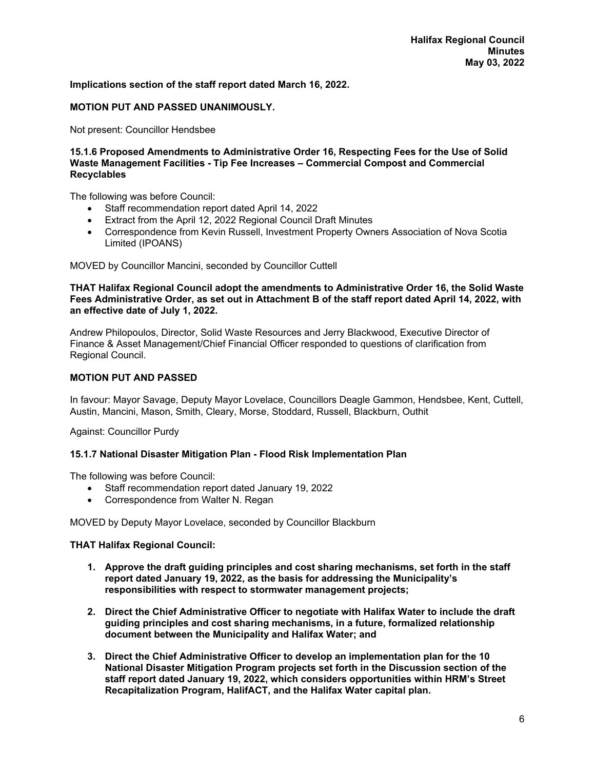**Implications section of the staff report dated March 16, 2022.**

**MOTION PUT AND PASSED UNANIMOUSLY.**

Not present: Councillor Hendsbee

### 15.1.6 Proposed Amendments to Administrative Order 16, Respecting Fees for the Use of Solid Waste Management Facilities - Tip Fee Increases – Commercial Compost and Commercial Recyclables

The following was before Council:

- Staff recommendation report dated April 14, 2022
- Extract from the April 12, 2022 Regional Council Draft Minutes
- Correspondence from Kevin Russell, Investment Property Owners Association of Nova Scotia Limited (IPOANS)

MOVED by Councillor Mancini, seconded by Councillor Cuttell

**THAT Halifax Regional Council adopt the amendments to Administrative Order 16, the Solid Waste Fees Administrative Order, as set out in Attachment B of the staff report dated April 14, 2022, with an effective date of July 1, 2022.**

Andrew Philopoulos, Director, Solid Waste Resources and Jerry Blackwood, Executive Director of Finance & Asset Management/Chief Financial Officer responded to questions of clarification from Regional Council.

**MOTION PUT AND PASSED**

In favour: Mayor Savage, Deputy Mayor Lovelace, Councillors Deagle Gammon, Hendsbee, Kent, Cuttell, Austin, Mancini, Mason, Smith, Cleary, Morse, Stoddard, Russell, Blackburn, Outhit

Against: Councillor Purdy

### 15.1.7 National Disaster Mitigation Plan - Flood Risk Implementation Plan

The following was before Council:

- Staff recommendation report dated January 19, 2022
- Correspondence from Walter N. Regan

MOVED by Deputy Mayor Lovelace, seconded by Councillor Blackburn

**THAT Halifax Regional Council:**

1. **Approve the draft guiding principles and cost sharing mechanisms, set forth in the staff report dated January 19, 2022, as the basis for addressing the Municipality's responsibilities with respect to stormwater management projects;**

2. **Direct the Chief Administrative Officer to negotiate with Halifax Water to include the draft guiding principles and cost sharing mechanisms, in a future, formalized relationship document between the Municipality and Halifax Water; and**

3. **Direct the Chief Administrative Officer to develop an implementation plan for the 10 National Disaster Mitigation Program projects set forth in the Discussion section of the staff report dated January 19, 2022, which considers opportunities within HRM's Street Recapitalization Program, HalifACT, and the Halifax Water capital plan.**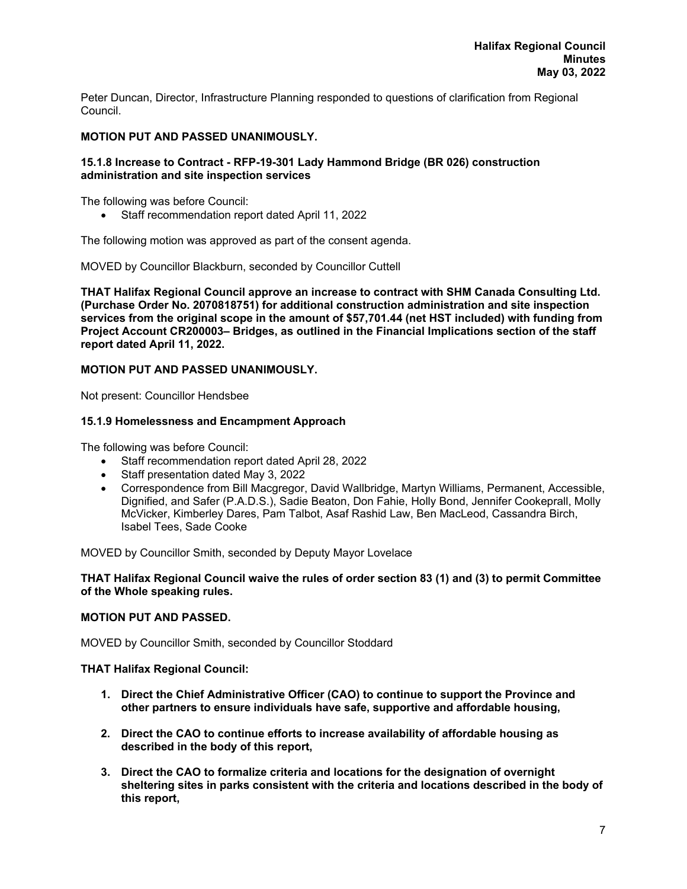Peter Duncan, Director, Infrastructure Planning responded to questions of clarification from Regional Council.

**MOTION PUT AND PASSED UNANIMOUSLY.**

**15.1.8 Increase to Contract - RFP-19-301 Lady Hammond Bridge (BR 026) construction administration and site inspection services**

The following was before Council:

- Staff recommendation report dated April 11, 2022

The following motion was approved as part of the consent agenda.

MOVED by Councillor Blackburn, seconded by Councillor Cuttell

**THAT Halifax Regional Council approve an increase to contract with SHM Canada Consulting Ltd. (Purchase Order No. 2070818751) for additional construction administration and site inspection services from the original scope in the amount of $57,701.44 (net HST included) with funding from Project Account CR200003– Bridges, as outlined in the Financial Implications section of the staff report dated April 11, 2022.**

**MOTION PUT AND PASSED UNANIMOUSLY.**

Not present: Councillor Hendsbee

**15.1.9 Homelessness and Encampment Approach**

The following was before Council:

- Staff recommendation report dated April 28, 2022
- Staff presentation dated May 3, 2022
- Correspondence from Bill Macgregor, David Wallbridge, Martyn Williams, Permanent, Accessible, Dignified, and Safer (P.A.D.S.), Sadie Beaton, Don Fahie, Holly Bond, Jennifer Cookeprall, Molly McVicker, Kimberley Dares, Pam Talbot, Asaf Rashid Law, Ben MacLeod, Cassandra Birch, Isabel Tees, Sade Cooke

MOVED by Councillor Smith, seconded by Deputy Mayor Lovelace

**THAT Halifax Regional Council waive the rules of order section 83 (1) and (3) to permit Committee of the Whole speaking rules.**

**MOTION PUT AND PASSED.**

MOVED by Councillor Smith, seconded by Councillor Stoddard

**THAT Halifax Regional Council:**

1. **Direct the Chief Administrative Officer (CAO) to continue to support the Province and other partners to ensure individuals have safe, supportive and affordable housing,**
2. **Direct the CAO to continue efforts to increase availability of affordable housing as described in the body of this report,**
3. **Direct the CAO to formalize criteria and locations for the designation of overnight sheltering sites in parks consistent with the criteria and locations described in the body of this report,**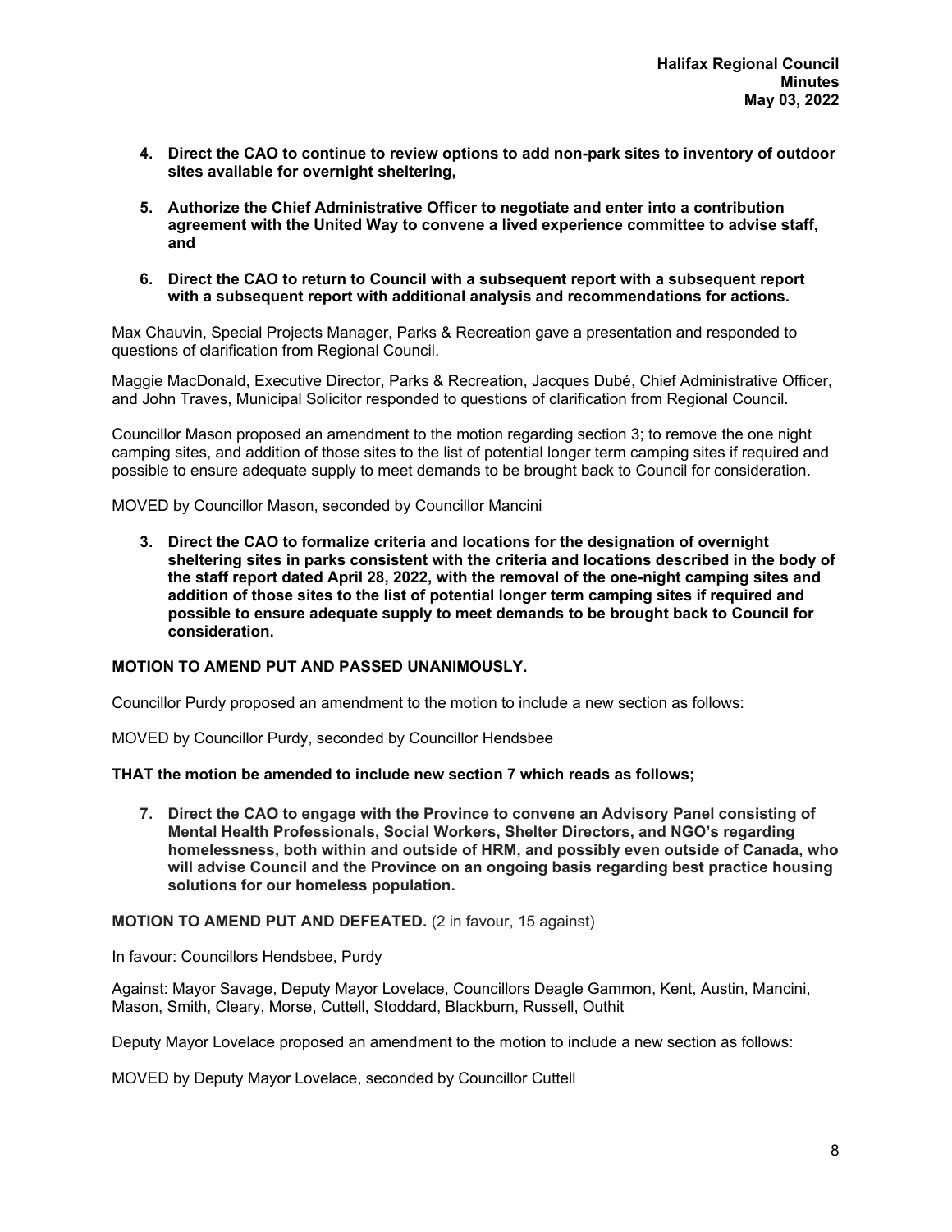**4. Direct the CAO to continue to review options to add non-park sites to inventory of outdoor sites available for overnight sheltering,**

**5. Authorize the Chief Administrative Officer to negotiate and enter into a contribution agreement with the United Way to convene a lived experience committee to advise staff, and**

**6. Direct the CAO to return to Council with a subsequent report with a subsequent report with a subsequent report with additional analysis and recommendations for actions.**

Max Chauvin, Special Projects Manager, Parks & Recreation gave a presentation and responded to questions of clarification from Regional Council.

Maggie MacDonald, Executive Director, Parks & Recreation, Jacques Dubé, Chief Administrative Officer, and John Traves, Municipal Solicitor responded to questions of clarification from Regional Council.

Councillor Mason proposed an amendment to the motion regarding section 3; to remove the one night camping sites, and addition of those sites to the list of potential longer term camping sites if required and possible to ensure adequate supply to meet demands to be brought back to Council for consideration.

MOVED by Councillor Mason, seconded by Councillor Mancini

**3. Direct the CAO to formalize criteria and locations for the designation of overnight sheltering sites in parks consistent with the criteria and locations described in the body of the staff report dated April 28, 2022, with the removal of the one-night camping sites and addition of those sites to the list of potential longer term camping sites if required and possible to ensure adequate supply to meet demands to be brought back to Council for consideration.**

**MOTION TO AMEND PUT AND PASSED UNANIMOUSLY.**

Councillor Purdy proposed an amendment to the motion to include a new section as follows:

MOVED by Councillor Purdy, seconded by Councillor Hendsbee

**THAT the motion be amended to include new section 7 which reads as follows;**

**7. Direct the CAO to engage with the Province to convene an Advisory Panel consisting of Mental Health Professionals, Social Workers, Shelter Directors, and NGO's regarding homelessness, both within and outside of HRM, and possibly even outside of Canada, who will advise Council and the Province on an ongoing basis regarding best practice housing solutions for our homeless population.**

**MOTION TO AMEND PUT AND DEFEATED.** (2 in favour, 15 against)

In favour: Councillors Hendsbee, Purdy

Against: Mayor Savage, Deputy Mayor Lovelace, Councillors Deagle Gammon, Kent, Austin, Mancini, Mason, Smith, Cleary, Morse, Cuttell, Stoddard, Blackburn, Russell, Outhit

Deputy Mayor Lovelace proposed an amendment to the motion to include a new section as follows:

MOVED by Deputy Mayor Lovelace, seconded by Councillor Cuttell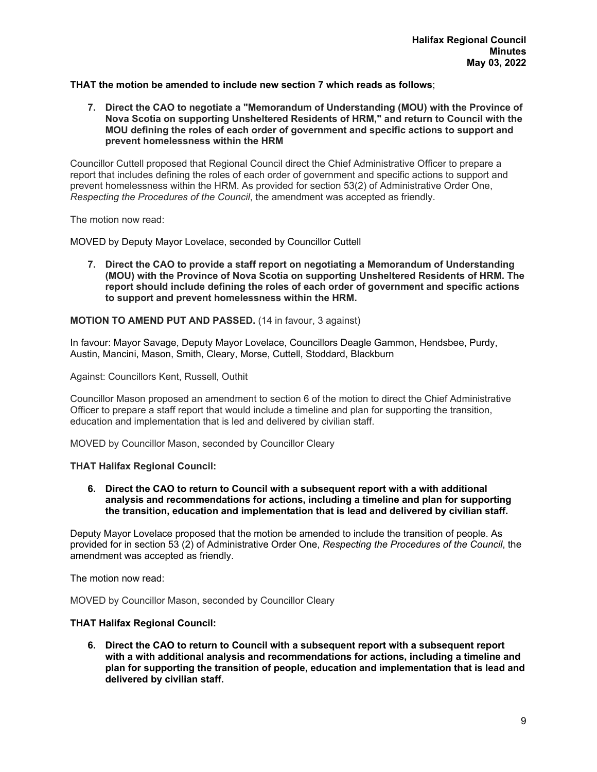**THAT the motion be amended to include new section 7 which reads as follows**;

7. **Direct the CAO to negotiate a "Memorandum of Understanding (MOU) with the Province of Nova Scotia on supporting Unsheltered Residents of HRM," and return to Council with the MOU defining the roles of each order of government and specific actions to support and prevent homelessness within the HRM**

Councillor Cuttell proposed that Regional Council direct the Chief Administrative Officer to prepare a report that includes defining the roles of each order of government and specific actions to support and prevent homelessness within the HRM. As provided for section 53(2) of Administrative Order One, *Respecting the Procedures of the Council*, the amendment was accepted as friendly.

The motion now read:

MOVED by Deputy Mayor Lovelace, seconded by Councillor Cuttell

7. **Direct the CAO to provide a staff report on negotiating a Memorandum of Understanding (MOU) with the Province of Nova Scotia on supporting Unsheltered Residents of HRM. The report should include defining the roles of each order of government and specific actions to support and prevent homelessness within the HRM.**

**MOTION TO AMEND PUT AND PASSED.** (14 in favour, 3 against)

In favour: Mayor Savage, Deputy Mayor Lovelace, Councillors Deagle Gammon, Hendsbee, Purdy, Austin, Mancini, Mason, Smith, Cleary, Morse, Cuttell, Stoddard, Blackburn

Against: Councillors Kent, Russell, Outhit

Councillor Mason proposed an amendment to section 6 of the motion to direct the Chief Administrative Officer to prepare a staff report that would include a timeline and plan for supporting the transition, education and implementation that is led and delivered by civilian staff.

MOVED by Councillor Mason, seconded by Councillor Cleary

**THAT Halifax Regional Council:**

6. **Direct the CAO to return to Council with a subsequent report with a with additional analysis and recommendations for actions, including a timeline and plan for supporting the transition, education and implementation that is lead and delivered by civilian staff.**

Deputy Mayor Lovelace proposed that the motion be amended to include the transition of people. As provided for in section 53 (2) of Administrative Order One, *Respecting the Procedures of the Council*, the amendment was accepted as friendly.

The motion now read:

MOVED by Councillor Mason, seconded by Councillor Cleary

**THAT Halifax Regional Council:**

6. **Direct the CAO to return to Council with a subsequent report with a subsequent report with a with additional analysis and recommendations for actions, including a timeline and plan for supporting the transition of people, education and implementation that is lead and delivered by civilian staff.**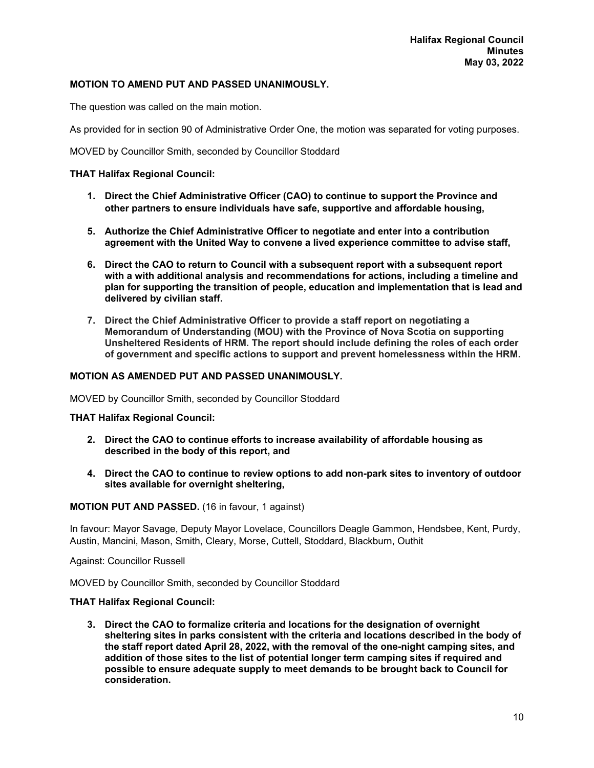**MOTION TO AMEND PUT AND PASSED UNANIMOUSLY.**

The question was called on the main motion.

As provided for in section 90 of Administrative Order One, the motion was separated for voting purposes.

MOVED by Councillor Smith, seconded by Councillor Stoddard

**THAT Halifax Regional Council:**

1. **Direct the Chief Administrative Officer (CAO) to continue to support the Province and other partners to ensure individuals have safe, supportive and affordable housing,**

5. **Authorize the Chief Administrative Officer to negotiate and enter into a contribution agreement with the United Way to convene a lived experience committee to advise staff,**

6. **Direct the CAO to return to Council with a subsequent report with a subsequent report with a with additional analysis and recommendations for actions, including a timeline and plan for supporting the transition of people, education and implementation that is lead and delivered by civilian staff.**

7. **Direct the Chief Administrative Officer to provide a staff report on negotiating a Memorandum of Understanding (MOU) with the Province of Nova Scotia on supporting Unsheltered Residents of HRM. The report should include defining the roles of each order of government and specific actions to support and prevent homelessness within the HRM.**

**MOTION AS AMENDED PUT AND PASSED UNANIMOUSLY.**

MOVED by Councillor Smith, seconded by Councillor Stoddard

**THAT Halifax Regional Council:**

2. **Direct the CAO to continue efforts to increase availability of affordable housing as described in the body of this report, and**

4. **Direct the CAO to continue to review options to add non-park sites to inventory of outdoor sites available for overnight sheltering,**

**MOTION PUT AND PASSED.** (16 in favour, 1 against)

In favour: Mayor Savage, Deputy Mayor Lovelace, Councillors Deagle Gammon, Hendsbee, Kent, Purdy, Austin, Mancini, Mason, Smith, Cleary, Morse, Cuttell, Stoddard, Blackburn, Outhit

Against: Councillor Russell

MOVED by Councillor Smith, seconded by Councillor Stoddard

**THAT Halifax Regional Council:**

3. **Direct the CAO to formalize criteria and locations for the designation of overnight sheltering sites in parks consistent with the criteria and locations described in the body of the staff report dated April 28, 2022, with the removal of the one-night camping sites, and addition of those sites to the list of potential longer term camping sites if required and possible to ensure adequate supply to meet demands to be brought back to Council for consideration.**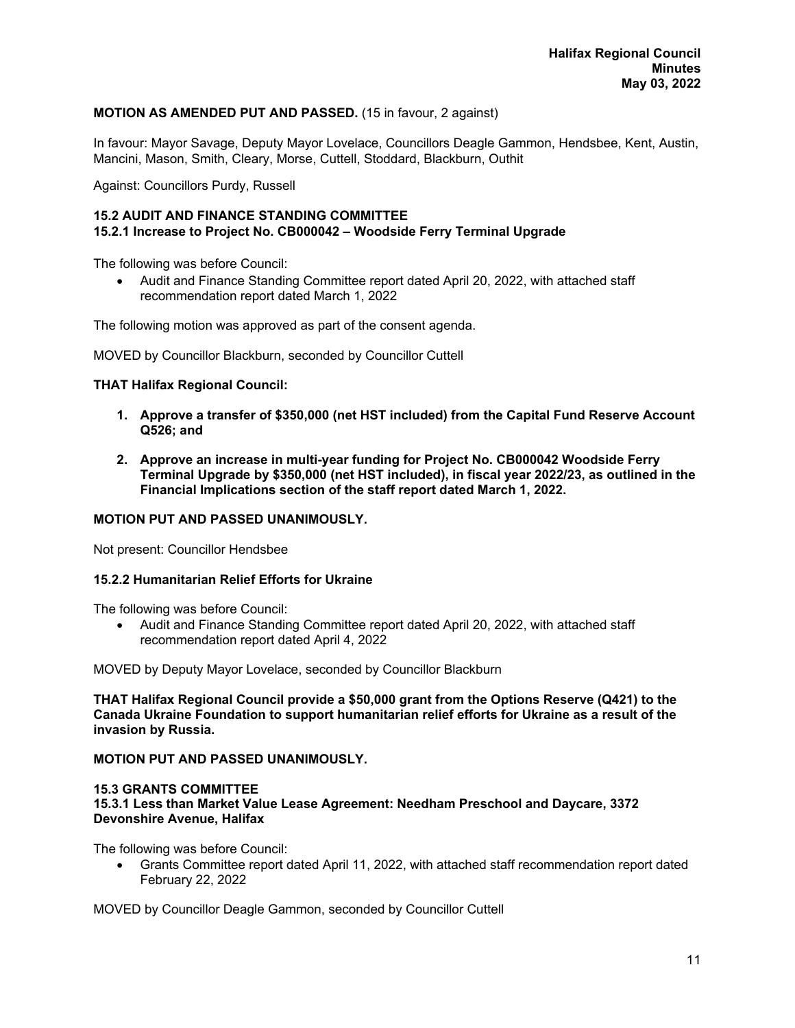**MOTION AS AMENDED PUT AND PASSED.** (15 in favour, 2 against)

In favour: Mayor Savage, Deputy Mayor Lovelace, Councillors Deagle Gammon, Hendsbee, Kent, Austin, Mancini, Mason, Smith, Cleary, Morse, Cuttell, Stoddard, Blackburn, Outhit

Against: Councillors Purdy, Russell

## 15.2 AUDIT AND FINANCE STANDING COMMITTEE
### 15.2.1 Increase to Project No. CB000042 – Woodside Ferry Terminal Upgrade

The following was before Council:

- Audit and Finance Standing Committee report dated April 20, 2022, with attached staff recommendation report dated March 1, 2022

The following motion was approved as part of the consent agenda.

MOVED by Councillor Blackburn, seconded by Councillor Cuttell

**THAT Halifax Regional Council:**

1. **Approve a transfer of $350,000 (net HST included) from the Capital Fund Reserve Account Q526; and**
2. **Approve an increase in multi-year funding for Project No. CB000042 Woodside Ferry Terminal Upgrade by $350,000 (net HST included), in fiscal year 2022/23, as outlined in the Financial Implications section of the staff report dated March 1, 2022.**

**MOTION PUT AND PASSED UNANIMOUSLY.**

Not present: Councillor Hendsbee

### 15.2.2 Humanitarian Relief Efforts for Ukraine

The following was before Council:

- Audit and Finance Standing Committee report dated April 20, 2022, with attached staff recommendation report dated April 4, 2022

MOVED by Deputy Mayor Lovelace, seconded by Councillor Blackburn

**THAT Halifax Regional Council provide a $50,000 grant from the Options Reserve (Q421) to the Canada Ukraine Foundation to support humanitarian relief efforts for Ukraine as a result of the invasion by Russia.**

**MOTION PUT AND PASSED UNANIMOUSLY.**

## 15.3 GRANTS COMMITTEE
### 15.3.1 Less than Market Value Lease Agreement: Needham Preschool and Daycare, 3372 Devonshire Avenue, Halifax

The following was before Council:

- Grants Committee report dated April 11, 2022, with attached staff recommendation report dated February 22, 2022

MOVED by Councillor Deagle Gammon, seconded by Councillor Cuttell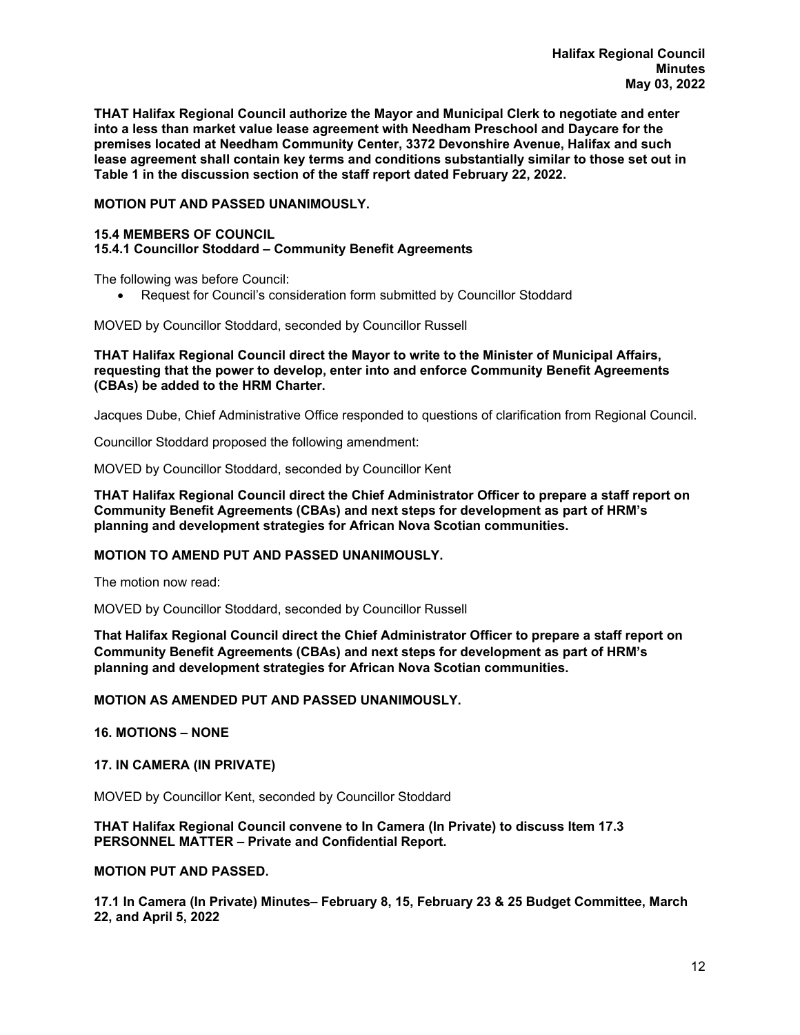**THAT Halifax Regional Council authorize the Mayor and Municipal Clerk to negotiate and enter into a less than market value lease agreement with Needham Preschool and Daycare for the premises located at Needham Community Center, 3372 Devonshire Avenue, Halifax and such lease agreement shall contain key terms and conditions substantially similar to those set out in Table 1 in the discussion section of the staff report dated February 22, 2022.**

**MOTION PUT AND PASSED UNANIMOUSLY.**

### 15.4 MEMBERS OF COUNCIL
### 15.4.1 Councillor Stoddard – Community Benefit Agreements

The following was before Council:

- Request for Council's consideration form submitted by Councillor Stoddard

MOVED by Councillor Stoddard, seconded by Councillor Russell

**THAT Halifax Regional Council direct the Mayor to write to the Minister of Municipal Affairs, requesting that the power to develop, enter into and enforce Community Benefit Agreements (CBAs) be added to the HRM Charter.**

Jacques Dube, Chief Administrative Office responded to questions of clarification from Regional Council.

Councillor Stoddard proposed the following amendment:

MOVED by Councillor Stoddard, seconded by Councillor Kent

**THAT Halifax Regional Council direct the Chief Administrator Officer to prepare a staff report on Community Benefit Agreements (CBAs) and next steps for development as part of HRM's planning and development strategies for African Nova Scotian communities.**

**MOTION TO AMEND PUT AND PASSED UNANIMOUSLY.**

The motion now read:

MOVED by Councillor Stoddard, seconded by Councillor Russell

**That Halifax Regional Council direct the Chief Administrator Officer to prepare a staff report on Community Benefit Agreements (CBAs) and next steps for development as part of HRM's planning and development strategies for African Nova Scotian communities.**

**MOTION AS AMENDED PUT AND PASSED UNANIMOUSLY.**

## 16. MOTIONS – NONE

## 17. IN CAMERA (IN PRIVATE)

MOVED by Councillor Kent, seconded by Councillor Stoddard

**THAT Halifax Regional Council convene to In Camera (In Private) to discuss Item 17.3 PERSONNEL MATTER – Private and Confidential Report.**

**MOTION PUT AND PASSED.**

### 17.1 In Camera (In Private) Minutes– February 8, 15, February 23 & 25 Budget Committee, March 22, and April 5, 2022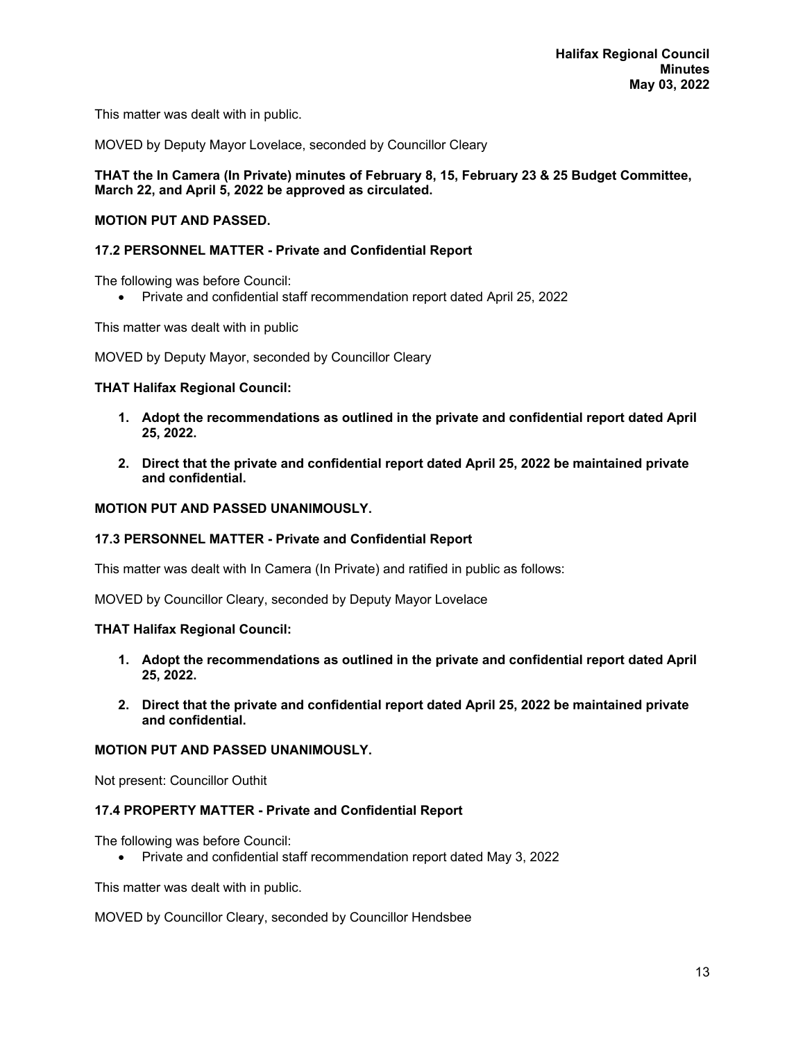This matter was dealt with in public.

MOVED by Deputy Mayor Lovelace, seconded by Councillor Cleary

**THAT the In Camera (In Private) minutes of February 8, 15, February 23 & 25 Budget Committee, March 22, and April 5, 2022 be approved as circulated.**

**MOTION PUT AND PASSED.**

**17.2 PERSONNEL MATTER - Private and Confidential Report**

The following was before Council:

- Private and confidential staff recommendation report dated April 25, 2022

This matter was dealt with in public

MOVED by Deputy Mayor, seconded by Councillor Cleary

**THAT Halifax Regional Council:**

1. **Adopt the recommendations as outlined in the private and confidential report dated April 25, 2022.**
2. **Direct that the private and confidential report dated April 25, 2022 be maintained private and confidential.**

**MOTION PUT AND PASSED UNANIMOUSLY.**

**17.3 PERSONNEL MATTER - Private and Confidential Report**

This matter was dealt with In Camera (In Private) and ratified in public as follows:

MOVED by Councillor Cleary, seconded by Deputy Mayor Lovelace

**THAT Halifax Regional Council:**

1. **Adopt the recommendations as outlined in the private and confidential report dated April 25, 2022.**
2. **Direct that the private and confidential report dated April 25, 2022 be maintained private and confidential.**

**MOTION PUT AND PASSED UNANIMOUSLY.**

Not present: Councillor Outhit

**17.4 PROPERTY MATTER - Private and Confidential Report**

The following was before Council:

- Private and confidential staff recommendation report dated May 3, 2022

This matter was dealt with in public.

MOVED by Councillor Cleary, seconded by Councillor Hendsbee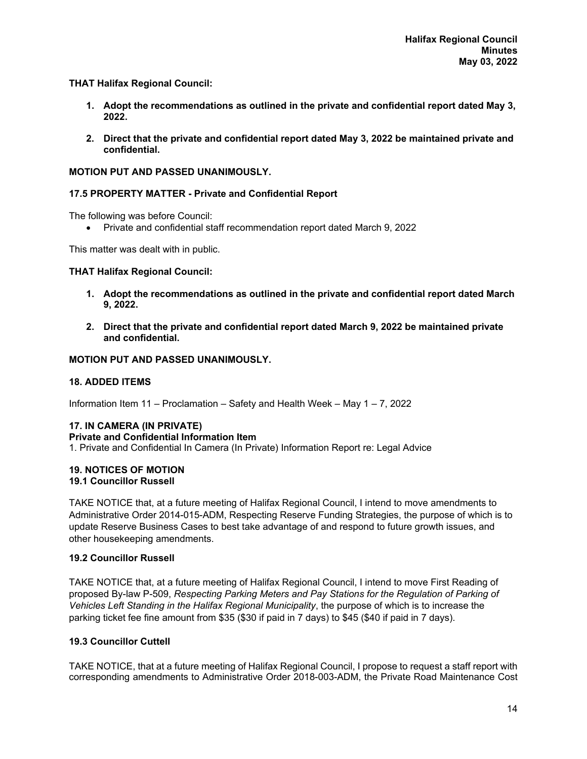**THAT Halifax Regional Council:**

1. **Adopt the recommendations as outlined in the private and confidential report dated May 3, 2022.**
2. **Direct that the private and confidential report dated May 3, 2022 be maintained private and confidential.**

**MOTION PUT AND PASSED UNANIMOUSLY.**

### 17.5 PROPERTY MATTER - Private and Confidential Report

The following was before Council:

- Private and confidential staff recommendation report dated March 9, 2022

This matter was dealt with in public.

**THAT Halifax Regional Council:**

1. **Adopt the recommendations as outlined in the private and confidential report dated March 9, 2022.**
2. **Direct that the private and confidential report dated March 9, 2022 be maintained private and confidential.**

**MOTION PUT AND PASSED UNANIMOUSLY.**

## 18. ADDED ITEMS

Information Item 11 – Proclamation – Safety and Health Week – May 1 – 7, 2022

## 17. IN CAMERA (IN PRIVATE)

**Private and Confidential Information Item**

1. Private and Confidential In Camera (In Private) Information Report re: Legal Advice

## 19. NOTICES OF MOTION

### 19.1 Councillor Russell

TAKE NOTICE that, at a future meeting of Halifax Regional Council, I intend to move amendments to Administrative Order 2014-015-ADM, Respecting Reserve Funding Strategies, the purpose of which is to update Reserve Business Cases to best take advantage of and respond to future growth issues, and other housekeeping amendments.

### 19.2 Councillor Russell

TAKE NOTICE that, at a future meeting of Halifax Regional Council, I intend to move First Reading of proposed By-law P-509, *Respecting Parking Meters and Pay Stations for the Regulation of Parking of Vehicles Left Standing in the Halifax Regional Municipality*, the purpose of which is to increase the parking ticket fee fine amount from $35 ($30 if paid in 7 days) to $45 ($40 if paid in 7 days).

### 19.3 Councillor Cuttell

TAKE NOTICE, that at a future meeting of Halifax Regional Council, I propose to request a staff report with corresponding amendments to Administrative Order 2018-003-ADM, the Private Road Maintenance Cost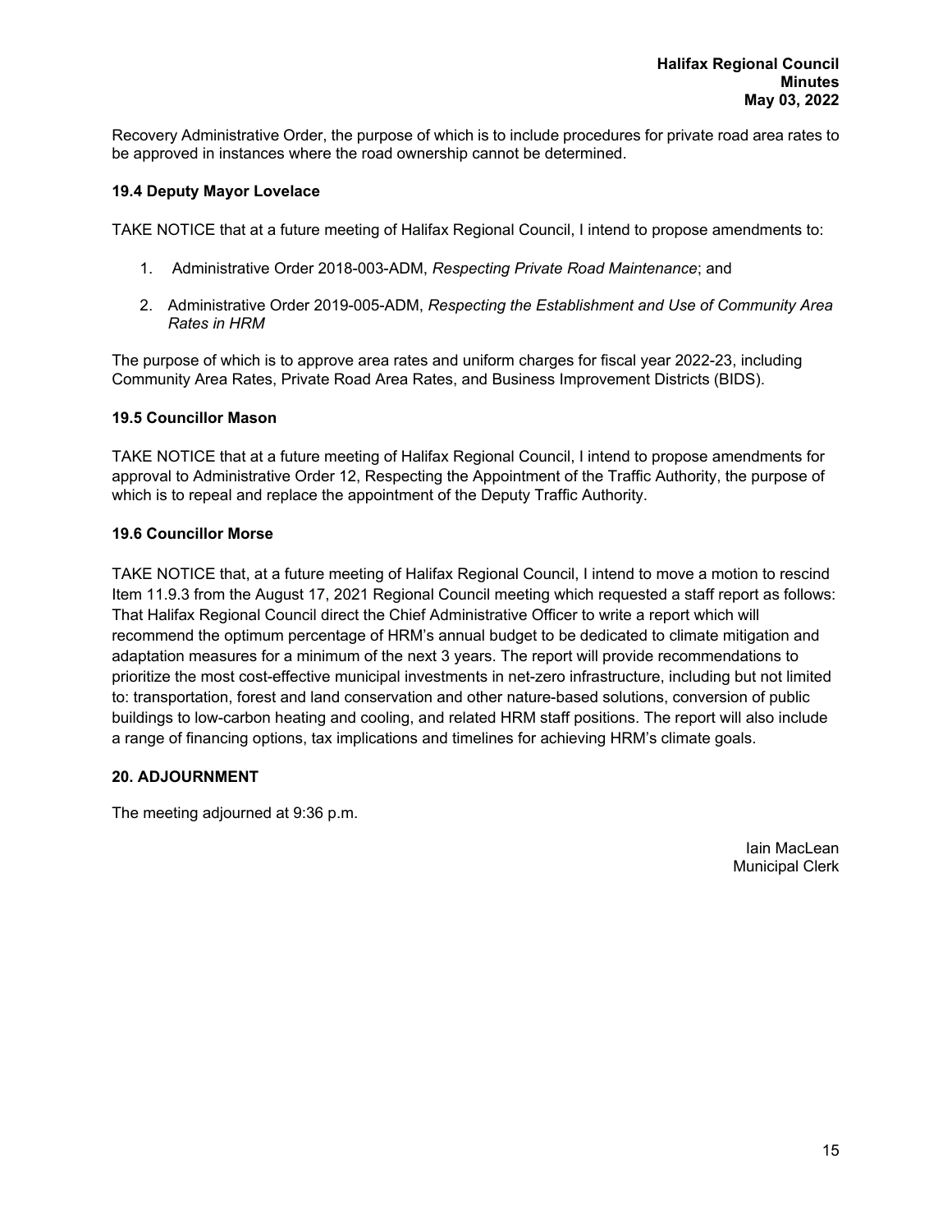Recovery Administrative Order, the purpose of which is to include procedures for private road area rates to be approved in instances where the road ownership cannot be determined.

### 19.4 Deputy Mayor Lovelace

TAKE NOTICE that at a future meeting of Halifax Regional Council, I intend to propose amendments to:

1. Administrative Order 2018-003-ADM, *Respecting Private Road Maintenance*; and
2. Administrative Order 2019-005-ADM, *Respecting the Establishment and Use of Community Area Rates in HRM*

The purpose of which is to approve area rates and uniform charges for fiscal year 2022-23, including Community Area Rates, Private Road Area Rates, and Business Improvement Districts (BIDS).

### 19.5 Councillor Mason

TAKE NOTICE that at a future meeting of Halifax Regional Council, I intend to propose amendments for approval to Administrative Order 12, Respecting the Appointment of the Traffic Authority, the purpose of which is to repeal and replace the appointment of the Deputy Traffic Authority.

### 19.6 Councillor Morse

TAKE NOTICE that, at a future meeting of Halifax Regional Council, I intend to move a motion to rescind Item 11.9.3 from the August 17, 2021 Regional Council meeting which requested a staff report as follows: That Halifax Regional Council direct the Chief Administrative Officer to write a report which will recommend the optimum percentage of HRM's annual budget to be dedicated to climate mitigation and adaptation measures for a minimum of the next 3 years. The report will provide recommendations to prioritize the most cost-effective municipal investments in net-zero infrastructure, including but not limited to: transportation, forest and land conservation and other nature-based solutions, conversion of public buildings to low-carbon heating and cooling, and related HRM staff positions. The report will also include a range of financing options, tax implications and timelines for achieving HRM's climate goals.

## 20. ADJOURNMENT

The meeting adjourned at 9:36 p.m.

Iain MacLean
Municipal Clerk